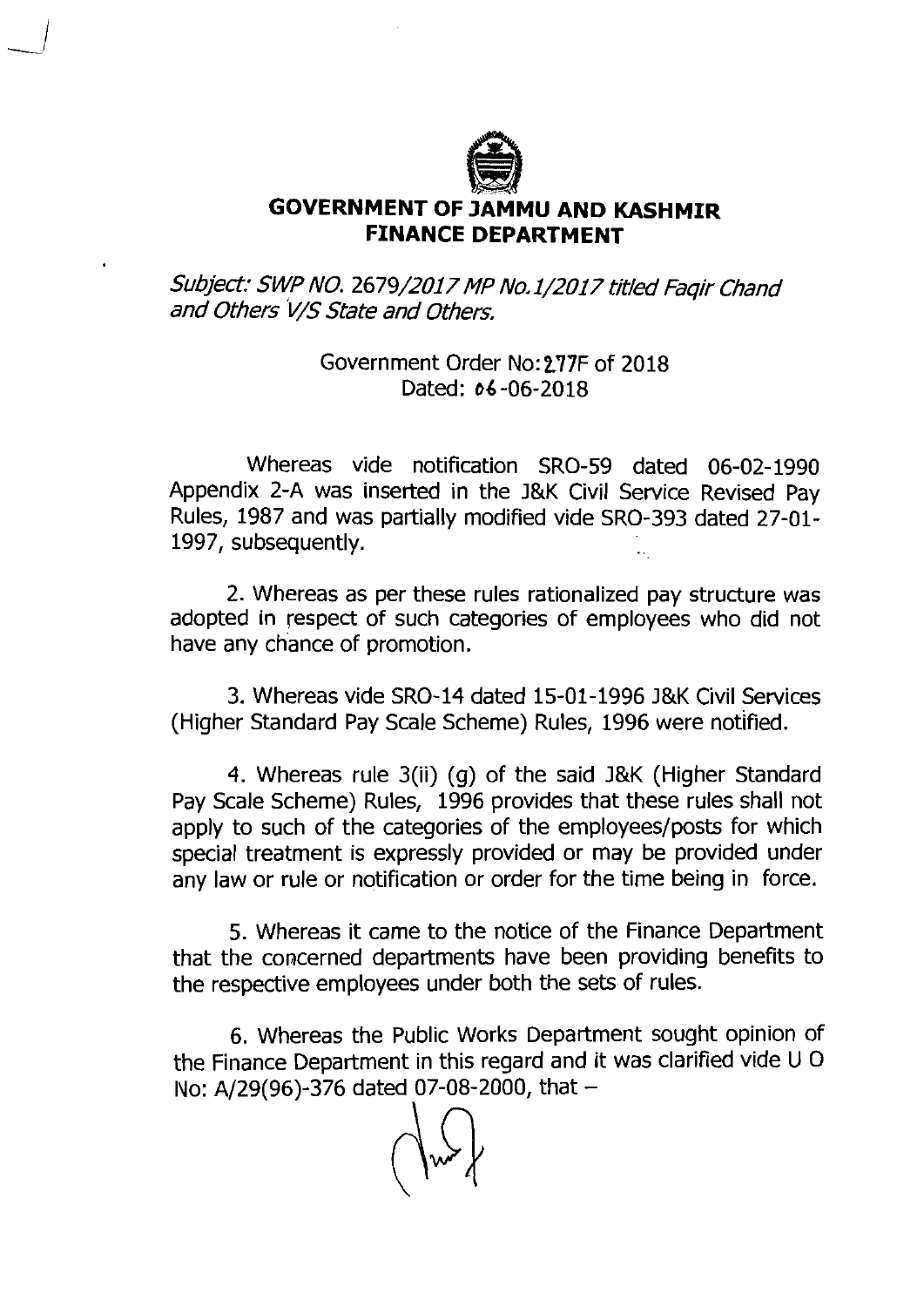# GOVERNMENT OF JAMMU AND KASHMIR
## FINANCE DEPARTMENT

*Subject: SWP NO. 2679/2017 MP No.1/2017 titled Faqir Chand and Others V/S State and Others.*

Government Order No: 277F of 2018
Dated: 06-06-2018

Whereas vide notification SRO-59 dated 06-02-1990 Appendix 2-A was inserted in the J&K Civil Service Revised Pay Rules, 1987 and was partially modified vide SRO-393 dated 27-01-1997, subsequently.

2. Whereas as per these rules rationalized pay structure was adopted in respect of such categories of employees who did not have any chance of promotion.

3. Whereas vide SRO-14 dated 15-01-1996 J&K Civil Services (Higher Standard Pay Scale Scheme) Rules, 1996 were notified.

4. Whereas rule 3(ii) (g) of the said J&K (Higher Standard Pay Scale Scheme) Rules, 1996 provides that these rules shall not apply to such of the categories of the employees/posts for which special treatment is expressly provided or may be provided under any law or rule or notification or order for the time being in force.

5. Whereas it came to the notice of the Finance Department that the concerned departments have been providing benefits to the respective employees under both the sets of rules.

6. Whereas the Public Works Department sought opinion of the Finance Department in this regard and it was clarified vide U O No: A/29(96)-376 dated 07-08-2000, that –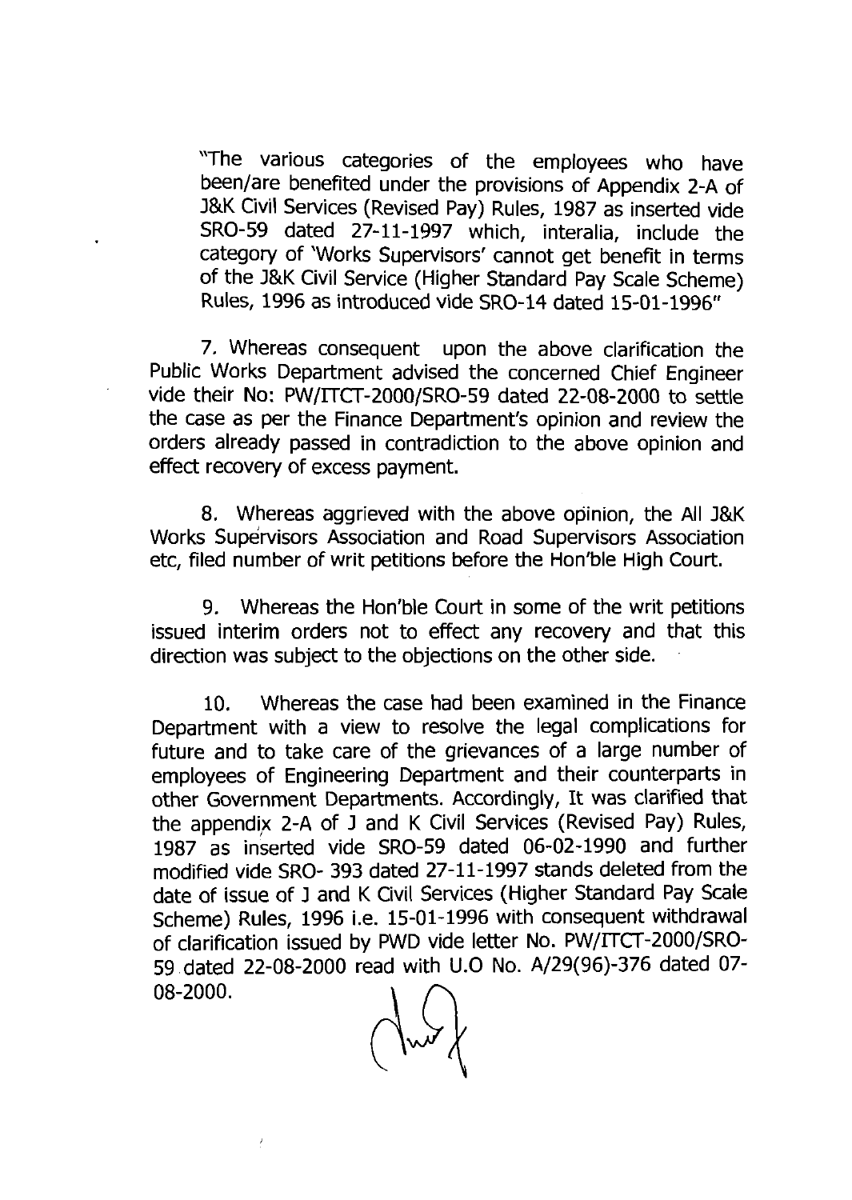"The various categories of the employees who have been/are benefited under the provisions of Appendix 2-A of J&K Civil Services (Revised Pay) Rules, 1987 as inserted vide SRO-59 dated 27-11-1997 which, interalia, include the category of 'Works Supervisors' cannot get benefit in terms of the J&K Civil Service (Higher Standard Pay Scale Scheme) Rules, 1996 as introduced vide SRO-14 dated 15-01-1996"

7. Whereas consequent upon the above clarification the Public Works Department advised the concerned Chief Engineer vide their No: PW/ITCT-2000/SRO-59 dated 22-08-2000 to settle the case as per the Finance Department's opinion and review the orders already passed in contradiction to the above opinion and effect recovery of excess payment.

8. Whereas aggrieved with the above opinion, the All J&K Works Supervisors Association and Road Supervisors Association etc, filed number of writ petitions before the Hon'ble High Court.

9. Whereas the Hon'ble Court in some of the writ petitions issued interim orders not to effect any recovery and that this direction was subject to the objections on the other side.

10. Whereas the case had been examined in the Finance Department with a view to resolve the legal complications for future and to take care of the grievances of a large number of employees of Engineering Department and their counterparts in other Government Departments. Accordingly, It was clarified that the appendix 2-A of J and K Civil Services (Revised Pay) Rules, 1987 as inserted vide SRO-59 dated 06-02-1990 and further modified vide SRO- 393 dated 27-11-1997 stands deleted from the date of issue of J and K Civil Services (Higher Standard Pay Scale Scheme) Rules, 1996 i.e. 15-01-1996 with consequent withdrawal of clarification issued by PWD vide letter No. PW/ITCT-2000/SRO-59 dated 22-08-2000 read with U.O No. A/29(96)-376 dated 07-08-2000.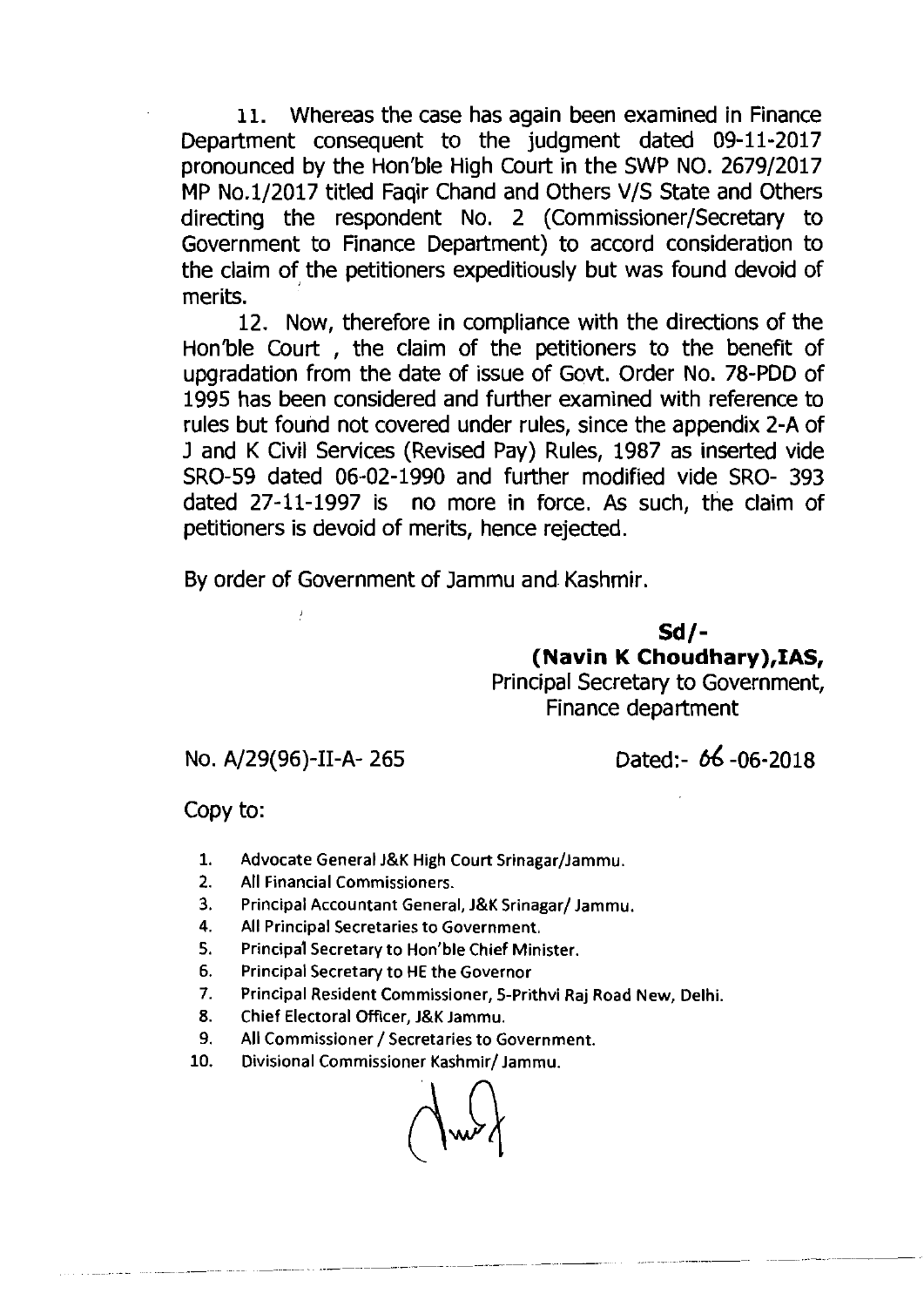11. Whereas the case has again been examined in Finance Department consequent to the judgment dated 09-11-2017 pronounced by the Hon'ble High Court in the SWP NO. 2679/2017 MP No.1/2017 titled Faqir Chand and Others V/S State and Others directing the respondent No. 2 (Commissioner/Secretary to Government to Finance Department) to accord consideration to the claim of the petitioners expeditiously but was found devoid of merits.

12. Now, therefore in compliance with the directions of the Hon'ble Court , the claim of the petitioners to the benefit of upgradation from the date of issue of Govt. Order No. 78-PDD of 1995 has been considered and further examined with reference to rules but found not covered under rules, since the appendix 2-A of J and K Civil Services (Revised Pay) Rules, 1987 as inserted vide SRO-59 dated 06-02-1990 and further modified vide SRO- 393 dated 27-11-1997 is no more in force. As such, the claim of petitioners is devoid of merits, hence rejected.

By order of Government of Jammu and Kashmir.

**Sd/-**
**(Navin K Choudhary),IAS,**
Principal Secretary to Government,
Finance department

No. A/29(96)-II-A- 265 Dated:- 06 -06-2018

Copy to:

1. Advocate General J&K High Court Srinagar/Jammu.
2. All Financial Commissioners.
3. Principal Accountant General, J&K Srinagar/ Jammu.
4. All Principal Secretaries to Government.
5. Principal Secretary to Hon'ble Chief Minister.
6. Principal Secretary to HE the Governor
7. Principal Resident Commissioner, 5-Prithvi Raj Road New, Delhi.
8. Chief Electoral Officer, J&K Jammu.
9. All Commissioner / Secretaries to Government.
10. Divisional Commissioner Kashmir/ Jammu.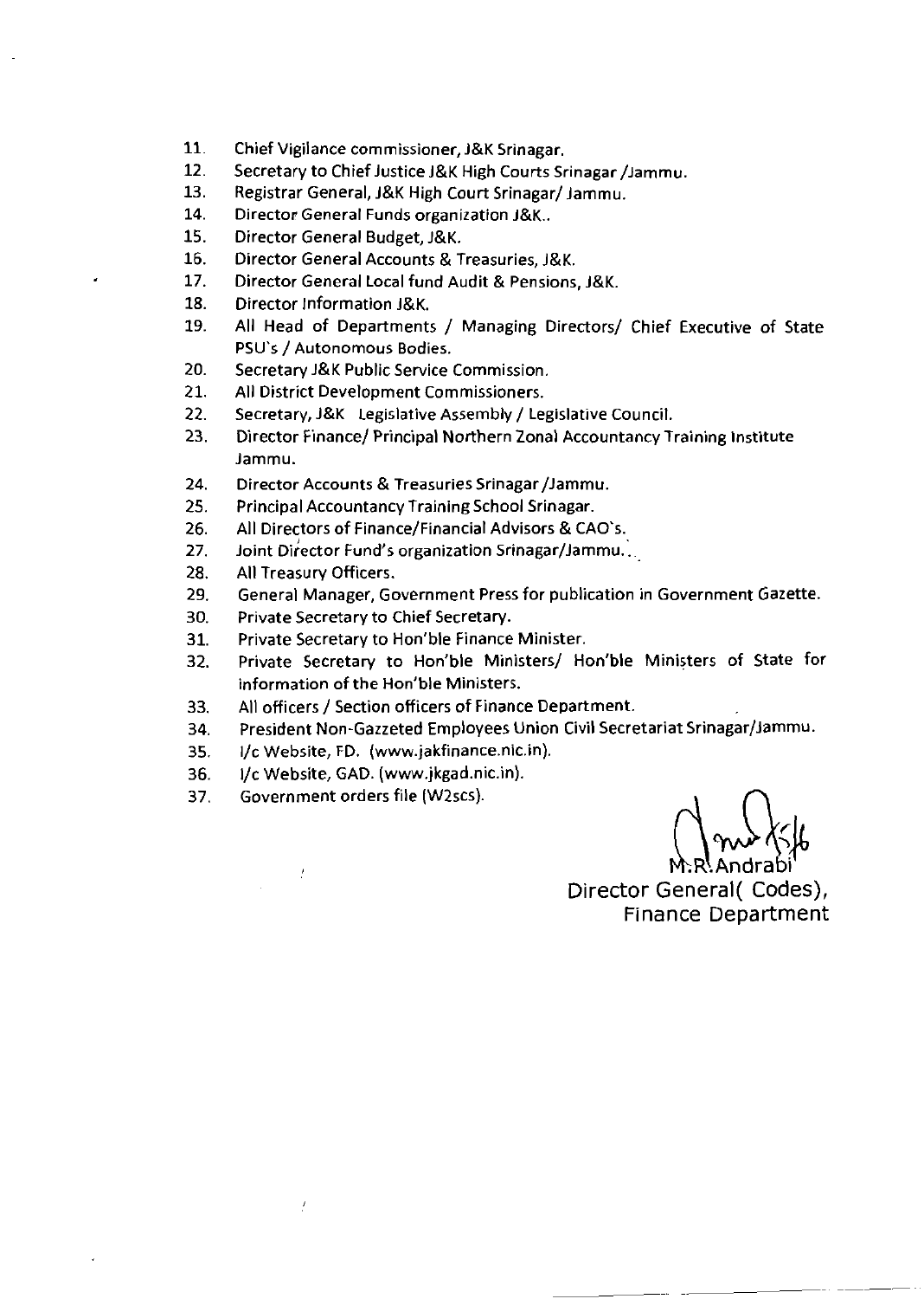11. Chief Vigilance commissioner, J&K Srinagar.
12. Secretary to Chief Justice J&K High Courts Srinagar /Jammu.
13. Registrar General, J&K High Court Srinagar/ Jammu.
14. Director General Funds organization J&K..
15. Director General Budget, J&K.
16. Director General Accounts & Treasuries, J&K.
17. Director General Local fund Audit & Pensions, J&K.
18. Director Information J&K.
19. All Head of Departments / Managing Directors/ Chief Executive of State PSU's / Autonomous Bodies.
20. Secretary J&K Public Service Commission.
21. All District Development Commissioners.
22. Secretary, J&K Legislative Assembly / Legislative Council.
23. Director Finance/ Principal Northern Zonal Accountancy Training Institute Jammu.
24. Director Accounts & Treasuries Srinagar /Jammu.
25. Principal Accountancy Training School Srinagar.
26. All Directors of Finance/Financial Advisors & CAO's.
27. Joint Director Fund's organization Srinagar/Jammu.
28. All Treasury Officers.
29. General Manager, Government Press for publication in Government Gazette.
30. Private Secretary to Chief Secretary.
31. Private Secretary to Hon'ble Finance Minister.
32. Private Secretary to Hon'ble Ministers/ Hon'ble Ministers of State for information of the Hon'ble Ministers.
33. All officers / Section officers of Finance Department.
34. President Non-Gazzeted Employees Union Civil Secretariat Srinagar/Jammu.
35. I/c Website, FD. (www.jakfinance.nic.in).
36. I/c Website, GAD. (www.jkgad.nic.in).
37. Government orders file (W2scs).

M.R.Andrabi
Director General( Codes),
Finance Department